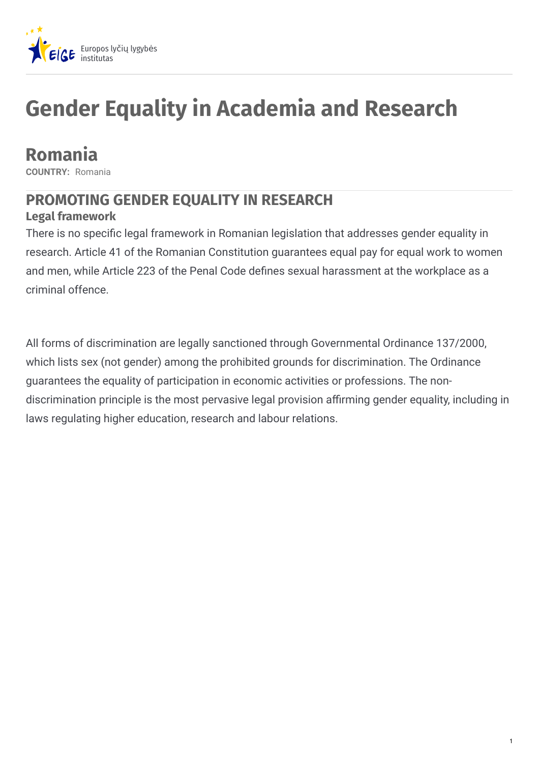# Gender Equality in Academia and Research

## Romania

**COUNTRY:** Romania

## PROMOTING GENDER EQUALITY IN RESEARCH

### Legal framework

There is no specific legal framework in Romanian legislation that addresses gender equality in research. Article 41 of the Romanian Constitution guarantees equal pay for equal work to women and men, while Article 223 of the Penal Code defines sexual harassment at the workplace as a criminal offence.

All forms of discrimination are legally sanctioned through Governmental Ordinance 137/2000, which lists sex (not gender) among the prohibited grounds for discrimination. The Ordinance guarantees the equality of participation in economic activities or professions. The non-discrimination principle is the most pervasive legal provision affirming gender equality, including in laws regulating higher education, research and labour relations.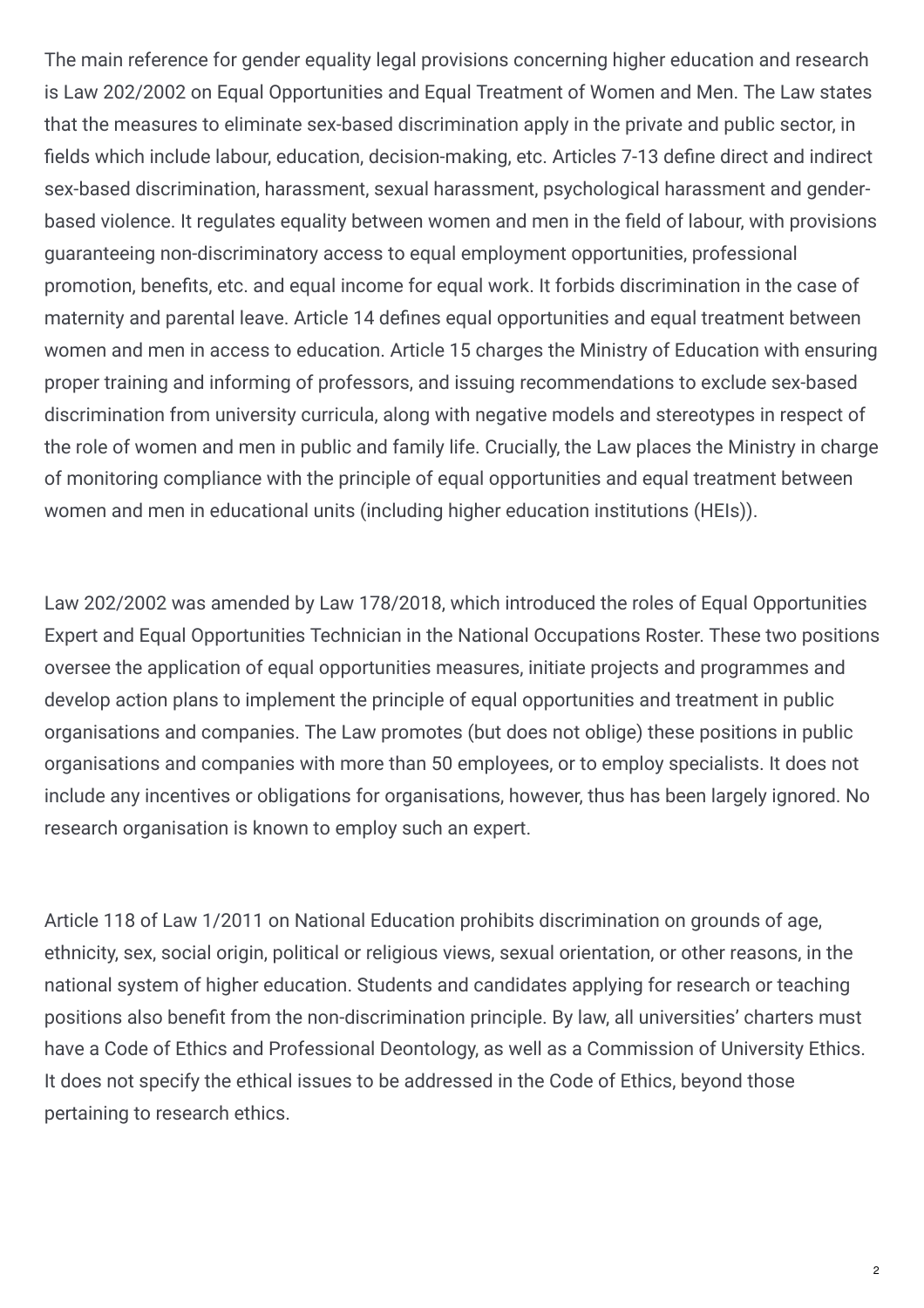The main reference for gender equality legal provisions concerning higher education and research is Law 202/2002 on Equal Opportunities and Equal Treatment of Women and Men. The Law states that the measures to eliminate sex-based discrimination apply in the private and public sector, in fields which include labour, education, decision-making, etc. Articles 7-13 define direct and indirect sex-based discrimination, harassment, sexual harassment, psychological harassment and gender-based violence. It regulates equality between women and men in the field of labour, with provisions guaranteeing non-discriminatory access to equal employment opportunities, professional promotion, benefits, etc. and equal income for equal work. It forbids discrimination in the case of maternity and parental leave. Article 14 defines equal opportunities and equal treatment between women and men in access to education. Article 15 charges the Ministry of Education with ensuring proper training and informing of professors, and issuing recommendations to exclude sex-based discrimination from university curricula, along with negative models and stereotypes in respect of the role of women and men in public and family life. Crucially, the Law places the Ministry in charge of monitoring compliance with the principle of equal opportunities and equal treatment between women and men in educational units (including higher education institutions (HEIs)).

Law 202/2002 was amended by Law 178/2018, which introduced the roles of Equal Opportunities Expert and Equal Opportunities Technician in the National Occupations Roster. These two positions oversee the application of equal opportunities measures, initiate projects and programmes and develop action plans to implement the principle of equal opportunities and treatment in public organisations and companies. The Law promotes (but does not oblige) these positions in public organisations and companies with more than 50 employees, or to employ specialists. It does not include any incentives or obligations for organisations, however, thus has been largely ignored. No research organisation is known to employ such an expert.

Article 118 of Law 1/2011 on National Education prohibits discrimination on grounds of age, ethnicity, sex, social origin, political or religious views, sexual orientation, or other reasons, in the national system of higher education. Students and candidates applying for research or teaching positions also benefit from the non-discrimination principle. By law, all universities' charters must have a Code of Ethics and Professional Deontology, as well as a Commission of University Ethics. It does not specify the ethical issues to be addressed in the Code of Ethics, beyond those pertaining to research ethics.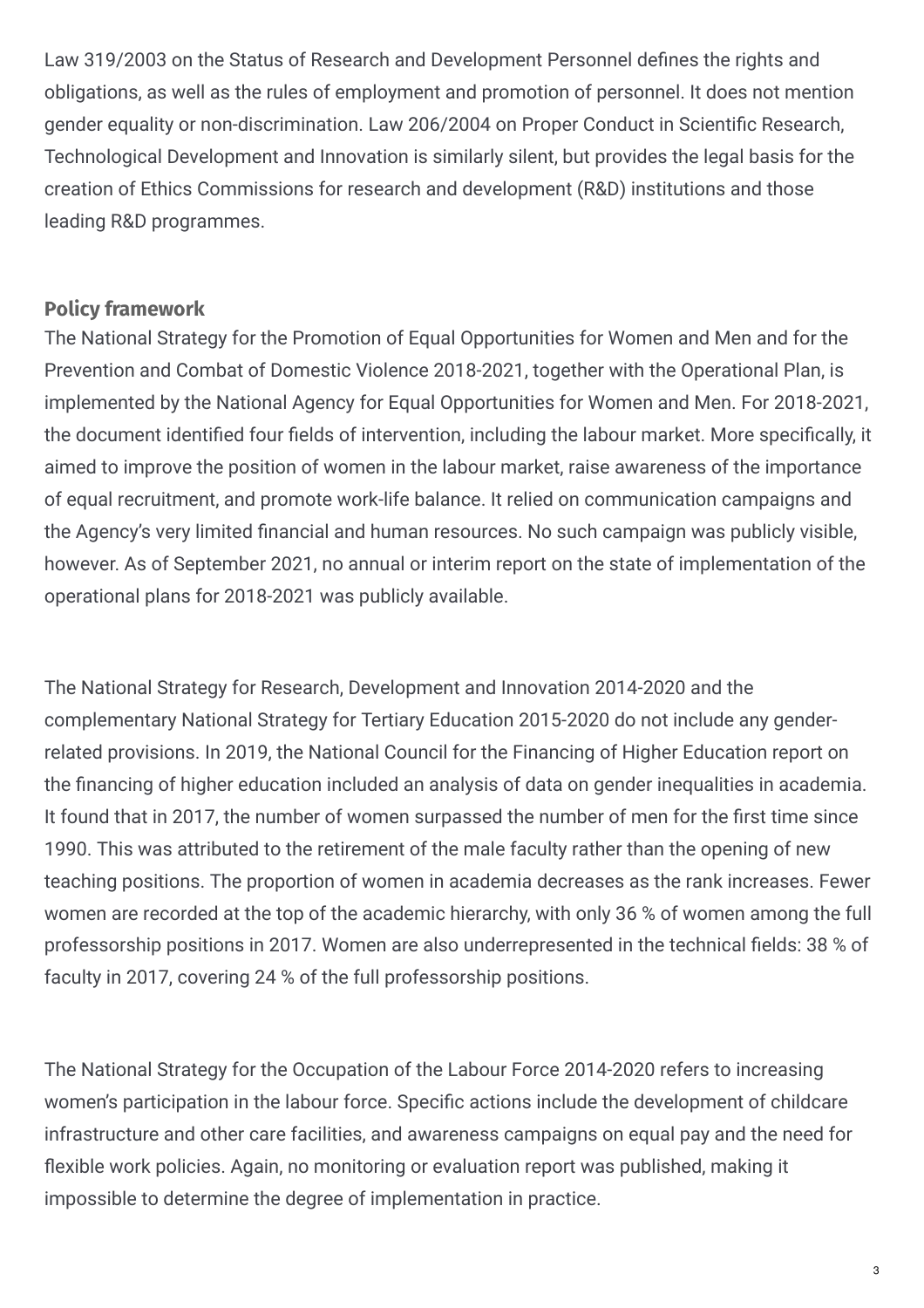Law 319/2003 on the Status of Research and Development Personnel defines the rights and obligations, as well as the rules of employment and promotion of personnel. It does not mention gender equality or non-discrimination. Law 206/2004 on Proper Conduct in Scientific Research, Technological Development and Innovation is similarly silent, but provides the legal basis for the creation of Ethics Commissions for research and development (R&D) institutions and those leading R&D programmes.

**Policy framework**

The National Strategy for the Promotion of Equal Opportunities for Women and Men and for the Prevention and Combat of Domestic Violence 2018-2021, together with the Operational Plan, is implemented by the National Agency for Equal Opportunities for Women and Men. For 2018-2021, the document identified four fields of intervention, including the labour market. More specifically, it aimed to improve the position of women in the labour market, raise awareness of the importance of equal recruitment, and promote work-life balance. It relied on communication campaigns and the Agency's very limited financial and human resources. No such campaign was publicly visible, however. As of September 2021, no annual or interim report on the state of implementation of the operational plans for 2018-2021 was publicly available.

The National Strategy for Research, Development and Innovation 2014-2020 and the complementary National Strategy for Tertiary Education 2015-2020 do not include any gender-related provisions. In 2019, the National Council for the Financing of Higher Education report on the financing of higher education included an analysis of data on gender inequalities in academia. It found that in 2017, the number of women surpassed the number of men for the first time since 1990. This was attributed to the retirement of the male faculty rather than the opening of new teaching positions. The proportion of women in academia decreases as the rank increases. Fewer women are recorded at the top of the academic hierarchy, with only 36 % of women among the full professorship positions in 2017. Women are also underrepresented in the technical fields: 38 % of faculty in 2017, covering 24 % of the full professorship positions.

The National Strategy for the Occupation of the Labour Force 2014-2020 refers to increasing women's participation in the labour force. Specific actions include the development of childcare infrastructure and other care facilities, and awareness campaigns on equal pay and the need for flexible work policies. Again, no monitoring or evaluation report was published, making it impossible to determine the degree of implementation in practice.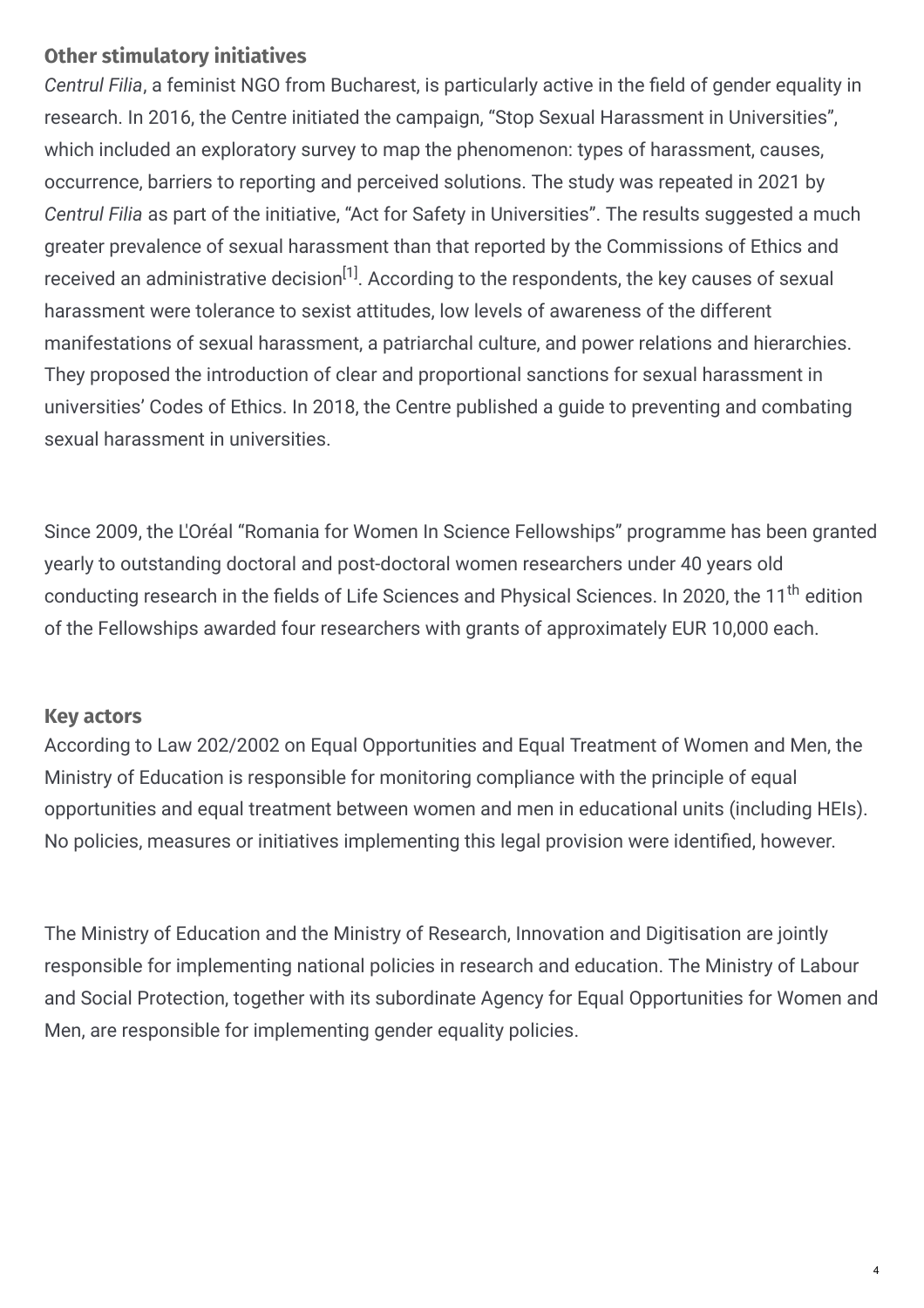### Other stimulatory initiatives

*Centrul Filia*, a feminist NGO from Bucharest, is particularly active in the field of gender equality in research. In 2016, the Centre initiated the campaign, "Stop Sexual Harassment in Universities", which included an exploratory survey to map the phenomenon: types of harassment, causes, occurrence, barriers to reporting and perceived solutions. The study was repeated in 2021 by *Centrul Filia* as part of the initiative, "Act for Safety in Universities". The results suggested a much greater prevalence of sexual harassment than that reported by the Commissions of Ethics and received an administrative decision[1]. According to the respondents, the key causes of sexual harassment were tolerance to sexist attitudes, low levels of awareness of the different manifestations of sexual harassment, a patriarchal culture, and power relations and hierarchies. They proposed the introduction of clear and proportional sanctions for sexual harassment in universities' Codes of Ethics. In 2018, the Centre published a guide to preventing and combating sexual harassment in universities.

Since 2009, the L'Oréal "Romania for Women In Science Fellowships" programme has been granted yearly to outstanding doctoral and post-doctoral women researchers under 40 years old conducting research in the fields of Life Sciences and Physical Sciences. In 2020, the 11th edition of the Fellowships awarded four researchers with grants of approximately EUR 10,000 each.

### Key actors

According to Law 202/2002 on Equal Opportunities and Equal Treatment of Women and Men, the Ministry of Education is responsible for monitoring compliance with the principle of equal opportunities and equal treatment between women and men in educational units (including HEIs). No policies, measures or initiatives implementing this legal provision were identified, however.

The Ministry of Education and the Ministry of Research, Innovation and Digitisation are jointly responsible for implementing national policies in research and education. The Ministry of Labour and Social Protection, together with its subordinate Agency for Equal Opportunities for Women and Men, are responsible for implementing gender equality policies.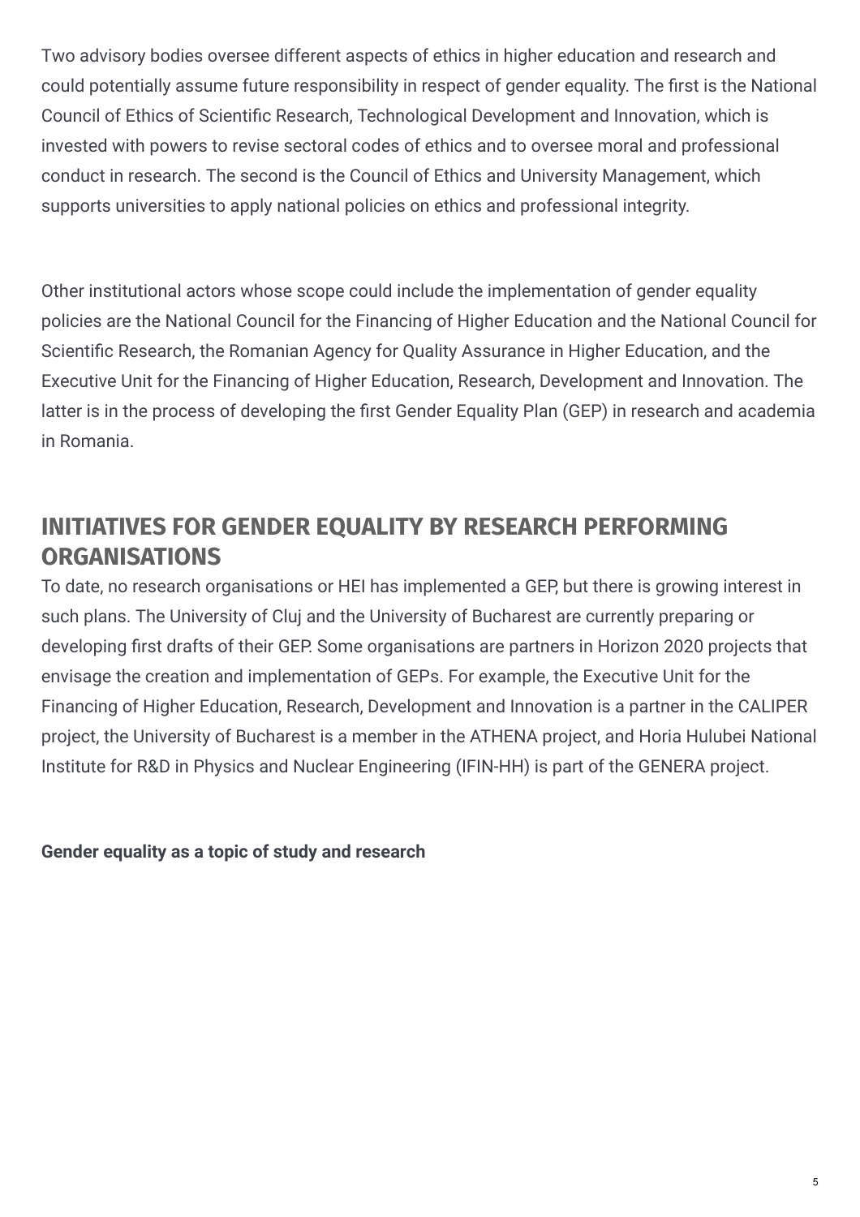Two advisory bodies oversee different aspects of ethics in higher education and research and could potentially assume future responsibility in respect of gender equality. The first is the National Council of Ethics of Scientific Research, Technological Development and Innovation, which is invested with powers to revise sectoral codes of ethics and to oversee moral and professional conduct in research. The second is the Council of Ethics and University Management, which supports universities to apply national policies on ethics and professional integrity.

Other institutional actors whose scope could include the implementation of gender equality policies are the National Council for the Financing of Higher Education and the National Council for Scientific Research, the Romanian Agency for Quality Assurance in Higher Education, and the Executive Unit for the Financing of Higher Education, Research, Development and Innovation. The latter is in the process of developing the first Gender Equality Plan (GEP) in research and academia in Romania.

## INITIATIVES FOR GENDER EQUALITY BY RESEARCH PERFORMING ORGANISATIONS

To date, no research organisations or HEI has implemented a GEP, but there is growing interest in such plans. The University of Cluj and the University of Bucharest are currently preparing or developing first drafts of their GEP. Some organisations are partners in Horizon 2020 projects that envisage the creation and implementation of GEPs. For example, the Executive Unit for the Financing of Higher Education, Research, Development and Innovation is a partner in the CALIPER project, the University of Bucharest is a member in the ATHENA project, and Horia Hulubei National Institute for R&D in Physics and Nuclear Engineering (IFIN-HH) is part of the GENERA project.

**Gender equality as a topic of study and research**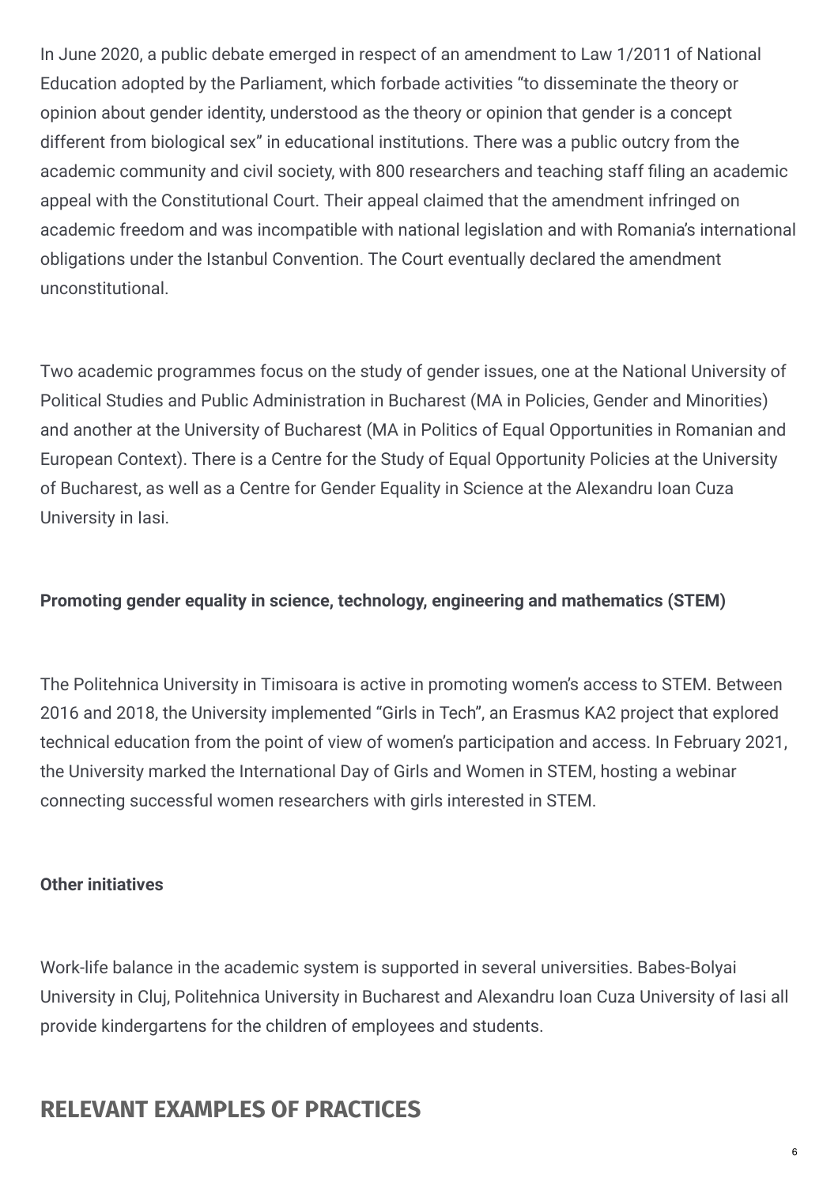In June 2020, a public debate emerged in respect of an amendment to Law 1/2011 of National Education adopted by the Parliament, which forbade activities "to disseminate the theory or opinion about gender identity, understood as the theory or opinion that gender is a concept different from biological sex" in educational institutions. There was a public outcry from the academic community and civil society, with 800 researchers and teaching staff filing an academic appeal with the Constitutional Court. Their appeal claimed that the amendment infringed on academic freedom and was incompatible with national legislation and with Romania's international obligations under the Istanbul Convention. The Court eventually declared the amendment unconstitutional.

Two academic programmes focus on the study of gender issues, one at the National University of Political Studies and Public Administration in Bucharest (MA in Policies, Gender and Minorities) and another at the University of Bucharest (MA in Politics of Equal Opportunities in Romanian and European Context). There is a Centre for the Study of Equal Opportunity Policies at the University of Bucharest, as well as a Centre for Gender Equality in Science at the Alexandru Ioan Cuza University in Iasi.

**Promoting gender equality in science, technology, engineering and mathematics (STEM)**

The Politehnica University in Timisoara is active in promoting women's access to STEM. Between 2016 and 2018, the University implemented "Girls in Tech", an Erasmus KA2 project that explored technical education from the point of view of women's participation and access. In February 2021, the University marked the International Day of Girls and Women in STEM, hosting a webinar connecting successful women researchers with girls interested in STEM.

**Other initiatives**

Work-life balance in the academic system is supported in several universities. Babes-Bolyai University in Cluj, Politehnica University in Bucharest and Alexandru Ioan Cuza University of Iasi all provide kindergartens for the children of employees and students.

## RELEVANT EXAMPLES OF PRACTICES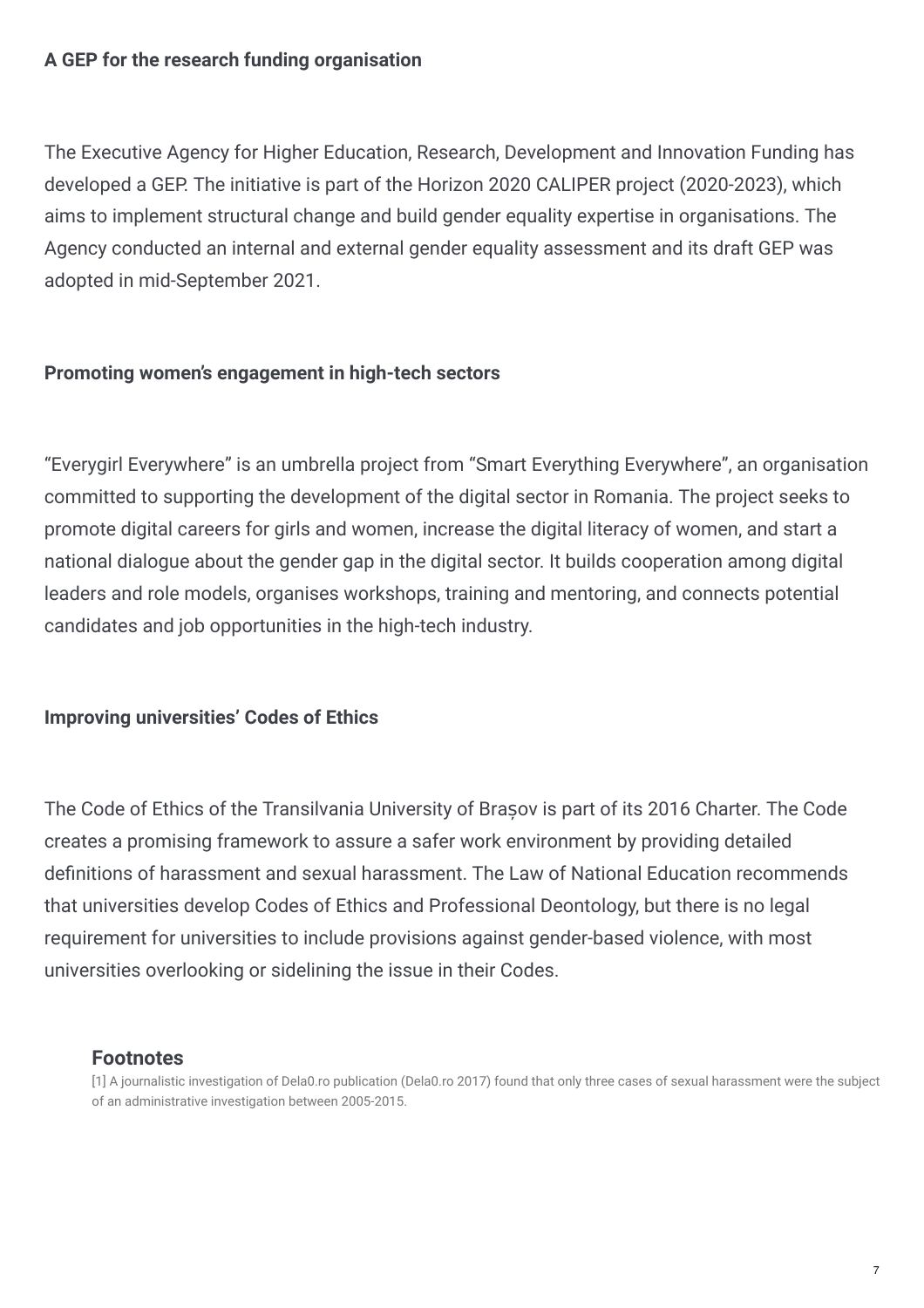### A GEP for the research funding organisation

The Executive Agency for Higher Education, Research, Development and Innovation Funding has developed a GEP. The initiative is part of the Horizon 2020 CALIPER project (2020-2023), which aims to implement structural change and build gender equality expertise in organisations. The Agency conducted an internal and external gender equality assessment and its draft GEP was adopted in mid-September 2021.

### Promoting women's engagement in high-tech sectors

"Everygirl Everywhere" is an umbrella project from "Smart Everything Everywhere", an organisation committed to supporting the development of the digital sector in Romania. The project seeks to promote digital careers for girls and women, increase the digital literacy of women, and start a national dialogue about the gender gap in the digital sector. It builds cooperation among digital leaders and role models, organises workshops, training and mentoring, and connects potential candidates and job opportunities in the high-tech industry.

### Improving universities' Codes of Ethics

The Code of Ethics of the Transilvania University of Brașov is part of its 2016 Charter. The Code creates a promising framework to assure a safer work environment by providing detailed definitions of harassment and sexual harassment. The Law of National Education recommends that universities develop Codes of Ethics and Professional Deontology, but there is no legal requirement for universities to include provisions against gender-based violence, with most universities overlooking or sidelining the issue in their Codes.

## Footnotes

[1] A journalistic investigation of Dela0.ro publication (Dela0.ro 2017) found that only three cases of sexual harassment were the subject of an administrative investigation between 2005-2015.